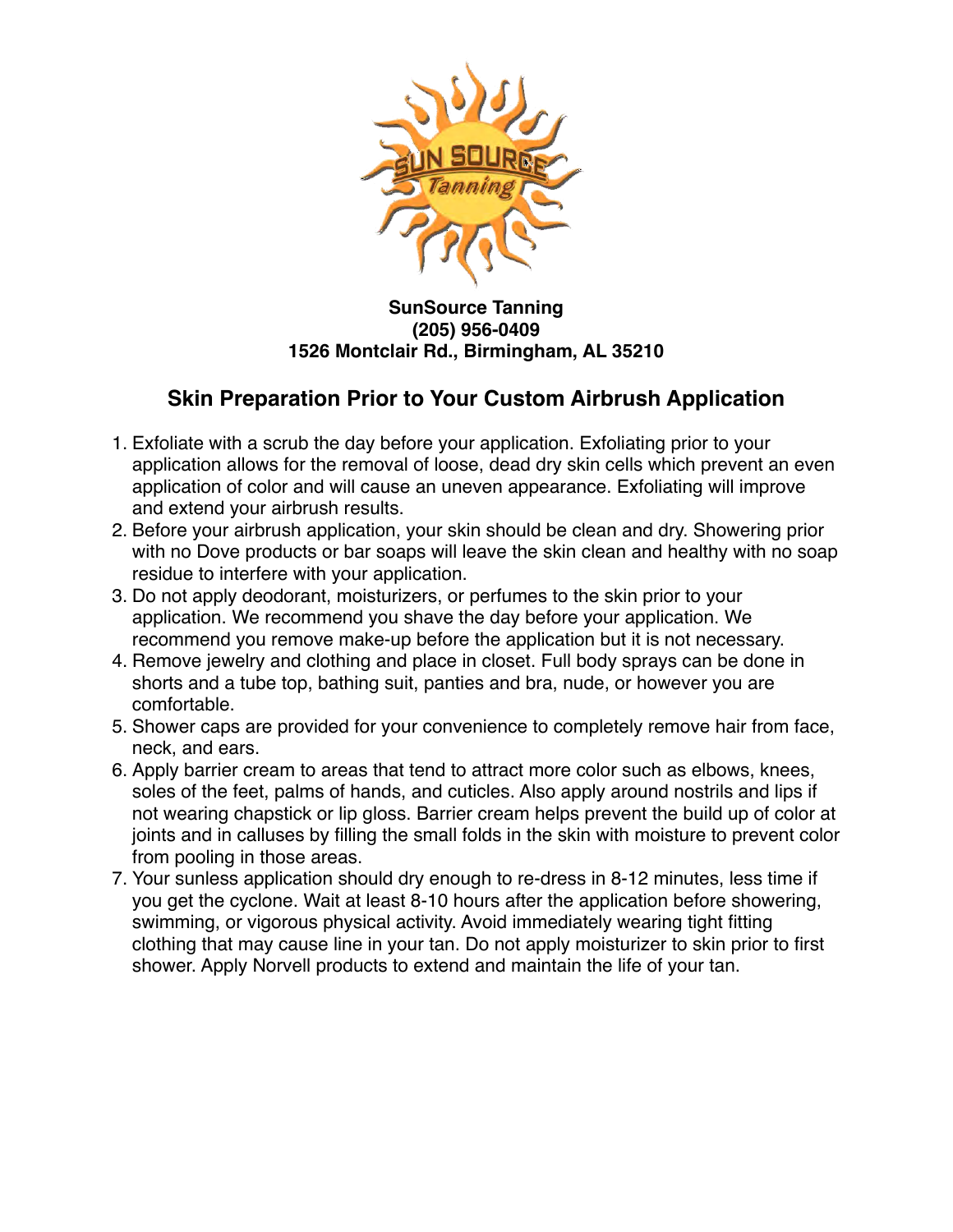**SunSource Tanning**
**(205) 956-0409**
**1526 Montclair Rd., Birmingham, AL 35210**

## Skin Preparation Prior to Your Custom Airbrush Application

1. Exfoliate with a scrub the day before your application. Exfoliating prior to your application allows for the removal of loose, dead dry skin cells which prevent an even application of color and will cause an uneven appearance. Exfoliating will improve and extend your airbrush results.
2. Before your airbrush application, your skin should be clean and dry. Showering prior with no Dove products or bar soaps will leave the skin clean and healthy with no soap residue to interfere with your application.
3. Do not apply deodorant, moisturizers, or perfumes to the skin prior to your application. We recommend you shave the day before your application. We recommend you remove make-up before the application but it is not necessary.
4. Remove jewelry and clothing and place in closet. Full body sprays can be done in shorts and a tube top, bathing suit, panties and bra, nude, or however you are comfortable.
5. Shower caps are provided for your convenience to completely remove hair from face, neck, and ears.
6. Apply barrier cream to areas that tend to attract more color such as elbows, knees, soles of the feet, palms of hands, and cuticles. Also apply around nostrils and lips if not wearing chapstick or lip gloss. Barrier cream helps prevent the build up of color at joints and in calluses by filling the small folds in the skin with moisture to prevent color from pooling in those areas.
7. Your sunless application should dry enough to re-dress in 8-12 minutes, less time if you get the cyclone. Wait at least 8-10 hours after the application before showering, swimming, or vigorous physical activity. Avoid immediately wearing tight fitting clothing that may cause line in your tan. Do not apply moisturizer to skin prior to first shower. Apply Norvell products to extend and maintain the life of your tan.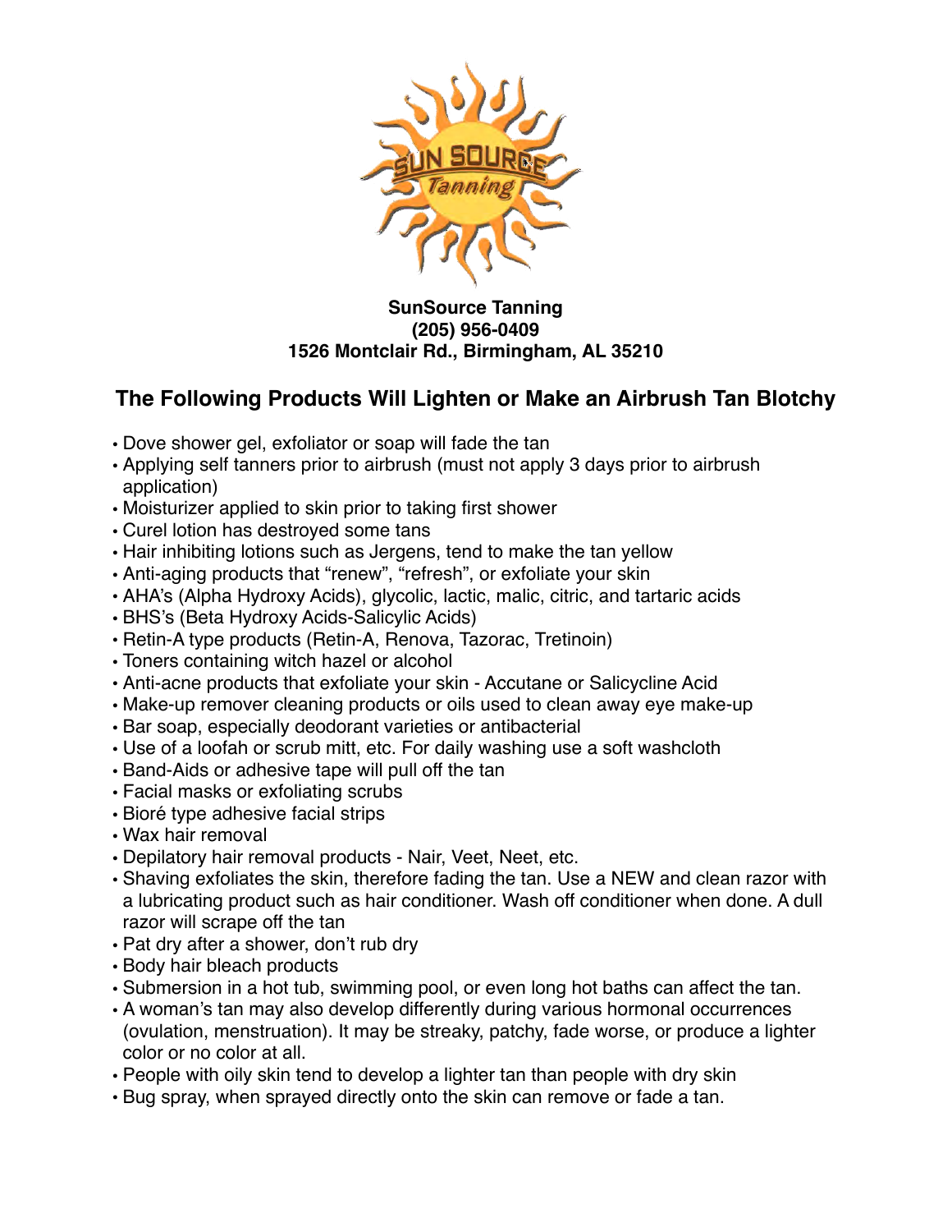**SunSource Tanning**
**(205) 956-0409**
**1526 Montclair Rd., Birmingham, AL 35210**

## The Following Products Will Lighten or Make an Airbrush Tan Blotchy

- Dove shower gel, exfoliator or soap will fade the tan
- Applying self tanners prior to airbrush (must not apply 3 days prior to airbrush application)
- Moisturizer applied to skin prior to taking first shower
- Curel lotion has destroyed some tans
- Hair inhibiting lotions such as Jergens, tend to make the tan yellow
- Anti-aging products that "renew", "refresh", or exfoliate your skin
- AHA's (Alpha Hydroxy Acids), glycolic, lactic, malic, citric, and tartaric acids
- BHS's (Beta Hydroxy Acids-Salicylic Acids)
- Retin-A type products (Retin-A, Renova, Tazorac, Tretinoin)
- Toners containing witch hazel or alcohol
- Anti-acne products that exfoliate your skin - Accutane or Salicycline Acid
- Make-up remover cleaning products or oils used to clean away eye make-up
- Bar soap, especially deodorant varieties or antibacterial
- Use of a loofah or scrub mitt, etc. For daily washing use a soft washcloth
- Band-Aids or adhesive tape will pull off the tan
- Facial masks or exfoliating scrubs
- Bioré type adhesive facial strips
- Wax hair removal
- Depilatory hair removal products - Nair, Veet, Neet, etc.
- Shaving exfoliates the skin, therefore fading the tan. Use a NEW and clean razor with a lubricating product such as hair conditioner. Wash off conditioner when done. A dull razor will scrape off the tan
- Pat dry after a shower, don't rub dry
- Body hair bleach products
- Submersion in a hot tub, swimming pool, or even long hot baths can affect the tan.
- A woman's tan may also develop differently during various hormonal occurrences (ovulation, menstruation). It may be streaky, patchy, fade worse, or produce a lighter color or no color at all.
- People with oily skin tend to develop a lighter tan than people with dry skin
- Bug spray, when sprayed directly onto the skin can remove or fade a tan.